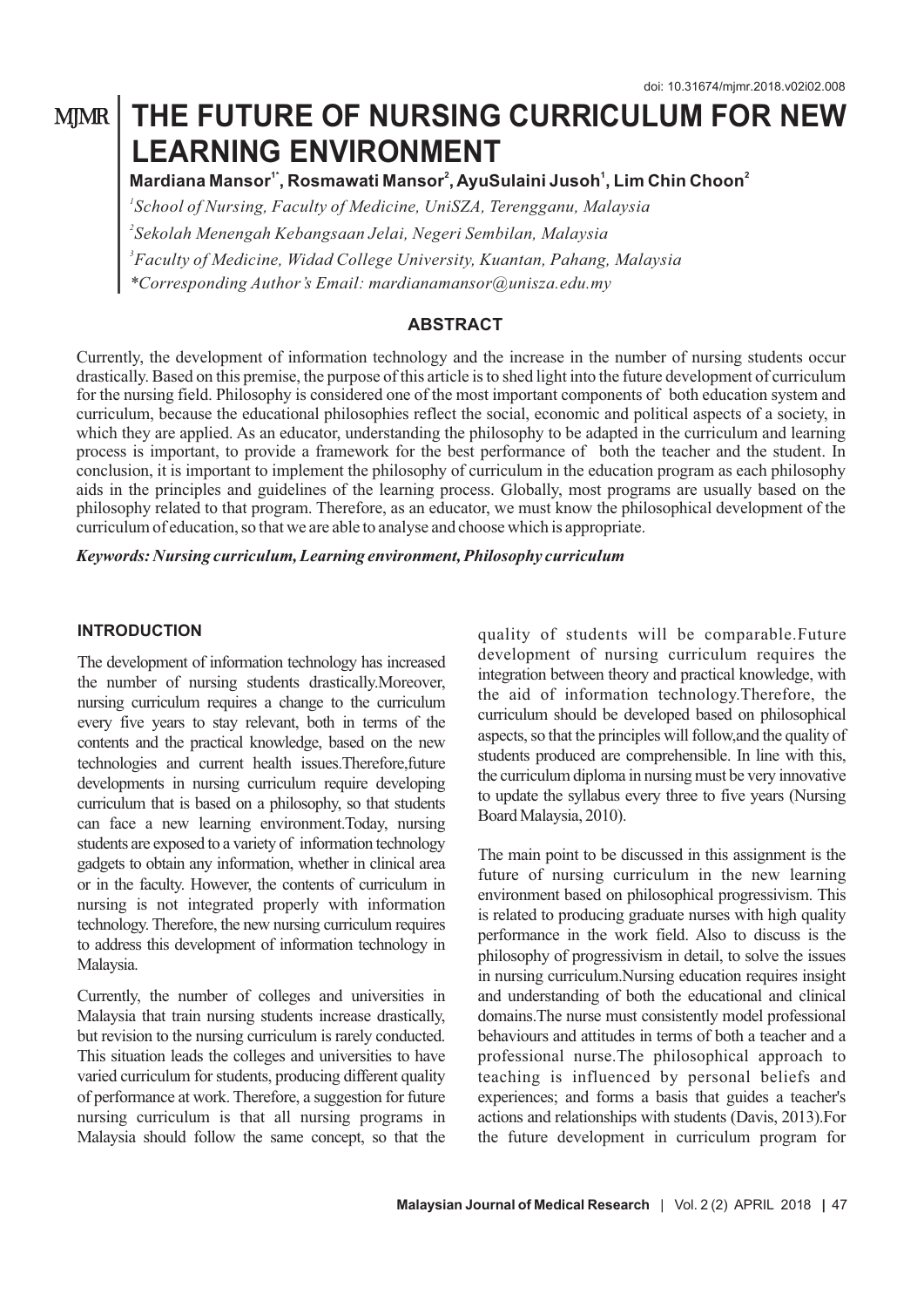doi: 10.31674/mjmr.2018.v02i02.008

# THE FUTURE OF NURSING CURRICULUM FOR NEW LEARNING ENVIRONMENT

**Mardiana Mansor[1*], Rosmawati Mansor[2], AyuSulaini Jusoh[1], Lim Chin Choon[2]**

[1]*School of Nursing, Faculty of Medicine, UniSZA, Terengganu, Malaysia*

[2]*Sekolah Menengah Kebangsaan Jelai, Negeri Sembilan, Malaysia*

[3]*Faculty of Medicine, Widad College University, Kuantan, Pahang, Malaysia*

*\*Corresponding Author's Email: mardianamansor@unisza.edu.my*

## ABSTRACT

Currently, the development of information technology and the increase in the number of nursing students occur drastically. Based on this premise, the purpose of this article is to shed light into the future development of curriculum for the nursing field. Philosophy is considered one of the most important components of both education system and curriculum, because the educational philosophies reflect the social, economic and political aspects of a society, in which they are applied. As an educator, understanding the philosophy to be adapted in the curriculum and learning process is important, to provide a framework for the best performance of both the teacher and the student. In conclusion, it is important to implement the philosophy of curriculum in the education program as each philosophy aids in the principles and guidelines of the learning process. Globally, most programs are usually based on the philosophy related to that program. Therefore, as an educator, we must know the philosophical development of the curriculum of education, so that we are able to analyse and choose which is appropriate.

***Keywords: Nursing curriculum, Learning environment, Philosophy curriculum***

## INTRODUCTION

The development of information technology has increased the number of nursing students drastically.Moreover, nursing curriculum requires a change to the curriculum every five years to stay relevant, both in terms of the contents and the practical knowledge, based on the new technologies and current health issues.Therefore,future developments in nursing curriculum require developing curriculum that is based on a philosophy, so that students can face a new learning environment.Today, nursing students are exposed to a variety of information technology gadgets to obtain any information, whether in clinical area or in the faculty. However, the contents of curriculum in nursing is not integrated properly with information technology. Therefore, the new nursing curriculum requires to address this development of information technology in Malaysia.

Currently, the number of colleges and universities in Malaysia that train nursing students increase drastically, but revision to the nursing curriculum is rarely conducted. This situation leads the colleges and universities to have varied curriculum for students, producing different quality of performance at work. Therefore, a suggestion for future nursing curriculum is that all nursing programs in Malaysia should follow the same concept, so that the quality of students will be comparable.Future development of nursing curriculum requires the integration between theory and practical knowledge, with the aid of information technology.Therefore, the curriculum should be developed based on philosophical aspects, so that the principles will follow,and the quality of students produced are comprehensible. In line with this, the curriculum diploma in nursing must be very innovative to update the syllabus every three to five years (Nursing Board Malaysia, 2010).

The main point to be discussed in this assignment is the future of nursing curriculum in the new learning environment based on philosophical progressivism. This is related to producing graduate nurses with high quality performance in the work field. Also to discuss is the philosophy of progressivism in detail, to solve the issues in nursing curriculum.Nursing education requires insight and understanding of both the educational and clinical domains.The nurse must consistently model professional behaviours and attitudes in terms of both a teacher and a professional nurse.The philosophical approach to teaching is influenced by personal beliefs and experiences; and forms a basis that guides a teacher's actions and relationships with students (Davis, 2013).For the future development in curriculum program for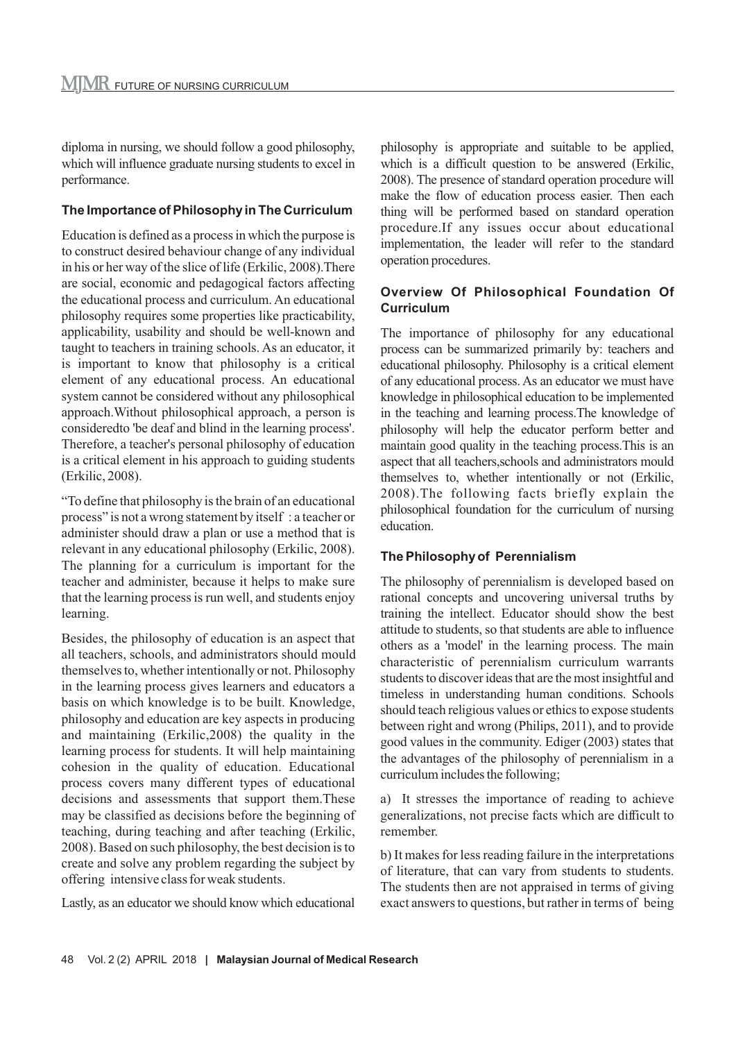diploma in nursing, we should follow a good philosophy, which will influence graduate nursing students to excel in performance.

### The Importance of Philosophy in The Curriculum

Education is defined as a process in which the purpose is to construct desired behaviour change of any individual in his or her way of the slice of life (Erkilic, 2008).There are social, economic and pedagogical factors affecting the educational process and curriculum. An educational philosophy requires some properties like practicability, applicability, usability and should be well-known and taught to teachers in training schools. As an educator, it is important to know that philosophy is a critical element of any educational process. An educational system cannot be considered without any philosophical approach.Without philosophical approach, a person is consideredto 'be deaf and blind in the learning process'. Therefore, a teacher's personal philosophy of education is a critical element in his approach to guiding students (Erkilic, 2008).

"To define that philosophy is the brain of an educational process" is not a wrong statement by itself : a teacher or administer should draw a plan or use a method that is relevant in any educational philosophy (Erkilic, 2008). The planning for a curriculum is important for the teacher and administer, because it helps to make sure that the learning process is run well, and students enjoy learning.

Besides, the philosophy of education is an aspect that all teachers, schools, and administrators should mould themselves to, whether intentionally or not. Philosophy in the learning process gives learners and educators a basis on which knowledge is to be built. Knowledge, philosophy and education are key aspects in producing and maintaining (Erkilic,2008) the quality in the learning process for students. It will help maintaining cohesion in the quality of education. Educational process covers many different types of educational decisions and assessments that support them.These may be classified as decisions before the beginning of teaching, during teaching and after teaching (Erkilic, 2008). Based on such philosophy, the best decision is to create and solve any problem regarding the subject by offering intensive class for weak students.

Lastly, as an educator we should know which educational philosophy is appropriate and suitable to be applied, which is a difficult question to be answered (Erkilic, 2008). The presence of standard operation procedure will make the flow of education process easier. Then each thing will be performed based on standard operation procedure.If any issues occur about educational implementation, the leader will refer to the standard operation procedures.

### Overview Of Philosophical Foundation Of Curriculum

The importance of philosophy for any educational process can be summarized primarily by: teachers and educational philosophy. Philosophy is a critical element of any educational process. As an educator we must have knowledge in philosophical education to be implemented in the teaching and learning process.The knowledge of philosophy will help the educator perform better and maintain good quality in the teaching process.This is an aspect that all teachers,schools and administrators mould themselves to, whether intentionally or not (Erkilic, 2008).The following facts briefly explain the philosophical foundation for the curriculum of nursing education.

### The Philosophy of Perennialism

The philosophy of perennialism is developed based on rational concepts and uncovering universal truths by training the intellect. Educator should show the best attitude to students, so that students are able to influence others as a 'model' in the learning process. The main characteristic of perennialism curriculum warrants students to discover ideas that are the most insightful and timeless in understanding human conditions. Schools should teach religious values or ethics to expose students between right and wrong (Philips, 2011), and to provide good values in the community. Ediger (2003) states that the advantages of the philosophy of perennialism in a curriculum includes the following;

a) It stresses the importance of reading to achieve generalizations, not precise facts which are difficult to remember.

b) It makes for less reading failure in the interpretations of literature, that can vary from students to students. The students then are not appraised in terms of giving exact answers to questions, but rather in terms of being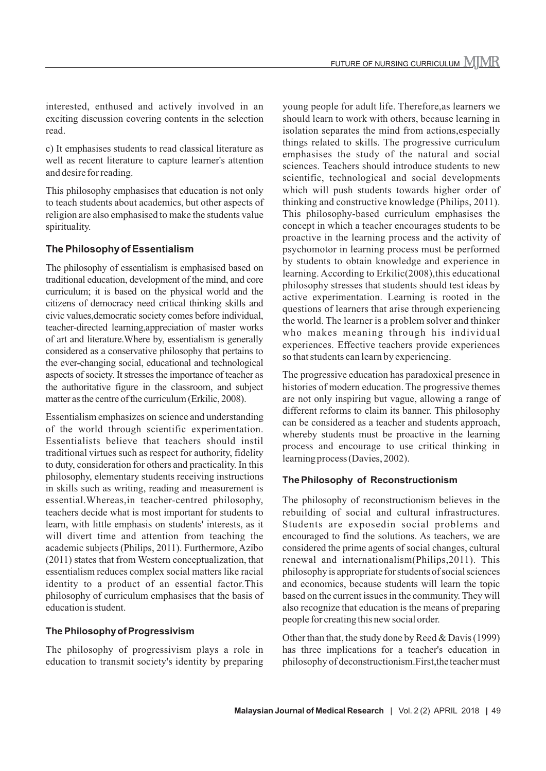interested, enthused and actively involved in an exciting discussion covering contents in the selection read.

c) It emphasises students to read classical literature as well as recent literature to capture learner's attention and desire for reading.

This philosophy emphasises that education is not only to teach students about academics, but other aspects of religion are also emphasised to make the students value spirituality.

### The Philosophy of Essentialism

The philosophy of essentialism is emphasised based on traditional education, development of the mind, and core curriculum; it is based on the physical world and the citizens of democracy need critical thinking skills and civic values,democratic society comes before individual, teacher-directed learning,appreciation of master works of art and literature.Where by, essentialism is generally considered as a conservative philosophy that pertains to the ever-changing social, educational and technological aspects of society. It stresses the importance of teacher as the authoritative figure in the classroom, and subject matter as the centre of the curriculum (Erkilic, 2008).

Essentialism emphasizes on science and understanding of the world through scientific experimentation. Essentialists believe that teachers should instil traditional virtues such as respect for authority, fidelity to duty, consideration for others and practicality. In this philosophy, elementary students receiving instructions in skills such as writing, reading and measurement is essential.Whereas,in teacher-centred philosophy, teachers decide what is most important for students to learn, with little emphasis on students' interests, as it will divert time and attention from teaching the academic subjects (Philips, 2011). Furthermore, Azibo (2011) states that from Western conceptualization, that essentialism reduces complex social matters like racial identity to a product of an essential factor.This philosophy of curriculum emphasises that the basis of education is student.

### The Philosophy of Progressivism

The philosophy of progressivism plays a role in education to transmit society's identity by preparing young people for adult life. Therefore,as learners we should learn to work with others, because learning in isolation separates the mind from actions,especially things related to skills. The progressive curriculum emphasises the study of the natural and social sciences. Teachers should introduce students to new scientific, technological and social developments which will push students towards higher order of thinking and constructive knowledge (Philips, 2011). This philosophy-based curriculum emphasises the concept in which a teacher encourages students to be proactive in the learning process and the activity of psychomotor in learning process must be performed by students to obtain knowledge and experience in learning. According to Erkilic(2008),this educational philosophy stresses that students should test ideas by active experimentation. Learning is rooted in the questions of learners that arise through experiencing the world. The learner is a problem solver and thinker who makes meaning through his individual experiences. Effective teachers provide experiences so that students can learn by experiencing.

The progressive education has paradoxical presence in histories of modern education. The progressive themes are not only inspiring but vague, allowing a range of different reforms to claim its banner. This philosophy can be considered as a teacher and students approach, whereby students must be proactive in the learning process and encourage to use critical thinking in learning process (Davies, 2002).

### The Philosophy of Reconstructionism

The philosophy of reconstructionism believes in the rebuilding of social and cultural infrastructures. Students are exposedin social problems and encouraged to find the solutions. As teachers, we are considered the prime agents of social changes, cultural renewal and internationalism(Philips,2011). This philosophy is appropriate for students of social sciences and economics, because students will learn the topic based on the current issues in the community. They will also recognize that education is the means of preparing people for creating this new social order.

Other than that, the study done by Reed & Davis (1999) has three implications for a teacher's education in philosophy of deconstructionism.First,the teacher must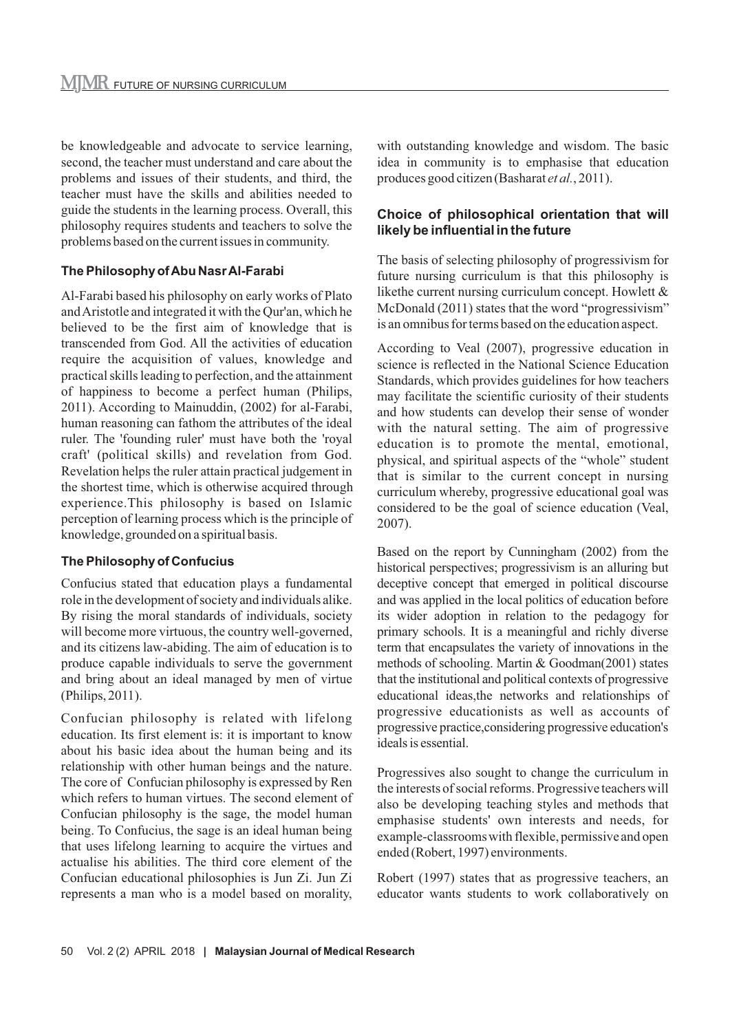be knowledgeable and advocate to service learning, second, the teacher must understand and care about the problems and issues of their students, and third, the teacher must have the skills and abilities needed to guide the students in the learning process. Overall, this philosophy requires students and teachers to solve the problems based on the current issues in community.

### The Philosophy of Abu Nasr Al-Farabi

Al-Farabi based his philosophy on early works of Plato and Aristotle and integrated it with the Qur'an, which he believed to be the first aim of knowledge that is transcended from God. All the activities of education require the acquisition of values, knowledge and practical skills leading to perfection, and the attainment of happiness to become a perfect human (Philips, 2011). According to Mainuddin, (2002) for al-Farabi, human reasoning can fathom the attributes of the ideal ruler. The 'founding ruler' must have both the 'royal craft' (political skills) and revelation from God. Revelation helps the ruler attain practical judgement in the shortest time, which is otherwise acquired through experience.This philosophy is based on Islamic perception of learning process which is the principle of knowledge, grounded on a spiritual basis.

### The Philosophy of Confucius

Confucius stated that education plays a fundamental role in the development of society and individuals alike. By rising the moral standards of individuals, society will become more virtuous, the country well-governed, and its citizens law-abiding. The aim of education is to produce capable individuals to serve the government and bring about an ideal managed by men of virtue (Philips, 2011).

Confucian philosophy is related with lifelong education. Its first element is: it is important to know about his basic idea about the human being and its relationship with other human beings and the nature. The core of Confucian philosophy is expressed by Ren which refers to human virtues. The second element of Confucian philosophy is the sage, the model human being. To Confucius, the sage is an ideal human being that uses lifelong learning to acquire the virtues and actualise his abilities. The third core element of the Confucian educational philosophies is Jun Zi. Jun Zi represents a man who is a model based on morality, with outstanding knowledge and wisdom. The basic idea in community is to emphasise that education produces good citizen (Basharat *et al.*, 2011).

### Choice of philosophical orientation that will likely be influential in the future

The basis of selecting philosophy of progressivism for future nursing curriculum is that this philosophy is likethe current nursing curriculum concept. Howlett & McDonald (2011) states that the word "progressivism" is an omnibus for terms based on the education aspect.

According to Veal (2007), progressive education in science is reflected in the National Science Education Standards, which provides guidelines for how teachers may facilitate the scientific curiosity of their students and how students can develop their sense of wonder with the natural setting. The aim of progressive education is to promote the mental, emotional, physical, and spiritual aspects of the "whole" student that is similar to the current concept in nursing curriculum whereby, progressive educational goal was considered to be the goal of science education (Veal, 2007).

Based on the report by Cunningham (2002) from the historical perspectives; progressivism is an alluring but deceptive concept that emerged in political discourse and was applied in the local politics of education before its wider adoption in relation to the pedagogy for primary schools. It is a meaningful and richly diverse term that encapsulates the variety of innovations in the methods of schooling. Martin & Goodman(2001) states that the institutional and political contexts of progressive educational ideas,the networks and relationships of progressive educationists as well as accounts of progressive practice,considering progressive education's ideals is essential.

Progressives also sought to change the curriculum in the interests of social reforms. Progressive teachers will also be developing teaching styles and methods that emphasise students' own interests and needs, for example-classrooms with flexible, permissive and open ended (Robert, 1997) environments.

Robert (1997) states that as progressive teachers, an educator wants students to work collaboratively on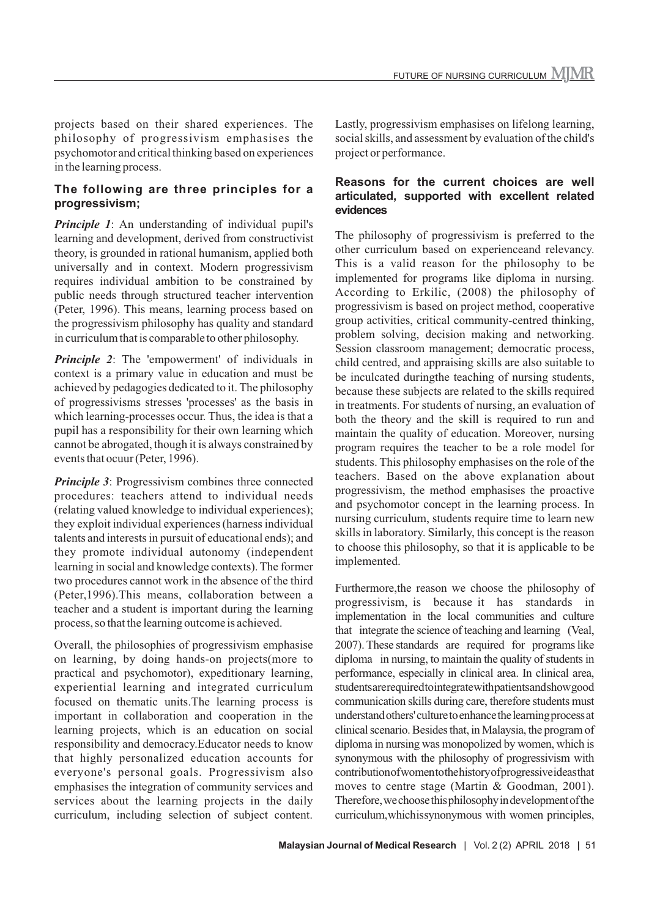projects based on their shared experiences. The philosophy of progressivism emphasises the psychomotor and critical thinking based on experiences in the learning process.

### The following are three principles for a progressivism;

***Principle 1***: An understanding of individual pupil's learning and development, derived from constructivist theory, is grounded in rational humanism, applied both universally and in context. Modern progressivism requires individual ambition to be constrained by public needs through structured teacher intervention (Peter, 1996). This means, learning process based on the progressivism philosophy has quality and standard in curriculum that is comparable to other philosophy.

***Principle 2***: The 'empowerment' of individuals in context is a primary value in education and must be achieved by pedagogies dedicated to it. The philosophy of progressivisms stresses 'processes' as the basis in which learning-processes occur. Thus, the idea is that a pupil has a responsibility for their own learning which cannot be abrogated, though it is always constrained by events that ocuur (Peter, 1996).

***Principle 3***: Progressivism combines three connected procedures: teachers attend to individual needs (relating valued knowledge to individual experiences); they exploit individual experiences (harness individual talents and interests in pursuit of educational ends); and they promote individual autonomy (independent learning in social and knowledge contexts). The former two procedures cannot work in the absence of the third (Peter,1996).This means, collaboration between a teacher and a student is important during the learning process, so that the learning outcome is achieved.

Overall, the philosophies of progressivism emphasise on learning, by doing hands-on projects(more to practical and psychomotor), expeditionary learning, experiential learning and integrated curriculum focused on thematic units.The learning process is important in collaboration and cooperation in the learning projects, which is an education on social responsibility and democracy.Educator needs to know that highly personalized education accounts for everyone's personal goals. Progressivism also emphasises the integration of community services and services about the learning projects in the daily curriculum, including selection of subject content. Lastly, progressivism emphasises on lifelong learning, social skills, and assessment by evaluation of the child's project or performance.

### Reasons for the current choices are well articulated, supported with excellent related evidences

The philosophy of progressivism is preferred to the other curriculum based on experienceand relevancy. This is a valid reason for the philosophy to be implemented for programs like diploma in nursing. According to Erkilic, (2008) the philosophy of progressivism is based on project method, cooperative group activities, critical community-centred thinking, problem solving, decision making and networking. Session classroom management; democratic process, child centred, and appraising skills are also suitable to be inculcated duringthe teaching of nursing students, because these subjects are related to the skills required in treatments. For students of nursing, an evaluation of both the theory and the skill is required to run and maintain the quality of education. Moreover, nursing program requires the teacher to be a role model for students. This philosophy emphasises on the role of the teachers. Based on the above explanation about progressivism, the method emphasises the proactive and psychomotor concept in the learning process. In nursing curriculum, students require time to learn new skills in laboratory. Similarly, this concept is the reason to choose this philosophy, so that it is applicable to be implemented.

Furthermore,the reason we choose the philosophy of progressivism, is because it has standards in implementation in the local communities and culture that integrate the science of teaching and learning (Veal, 2007). These standards are required for programs like diploma in nursing, to maintain the quality of students in performance, especially in clinical area. In clinical area, studentsarerequiredtointegratewithpatientsandshowgood communication skills during care, therefore students must understandothers' culturetoenhancethelearningprocessat clinical scenario. Besides that, in Malaysia, the program of diploma in nursing was monopolized by women, which is synonymous with the philosophy of progressivism with contributionofwomentothehistoryofprogressiveideasthat moves to centre stage (Martin & Goodman, 2001). Therefore,wechoosethisphilosophyindevelopmentofthe curriculum,whichissynonymous with women principles,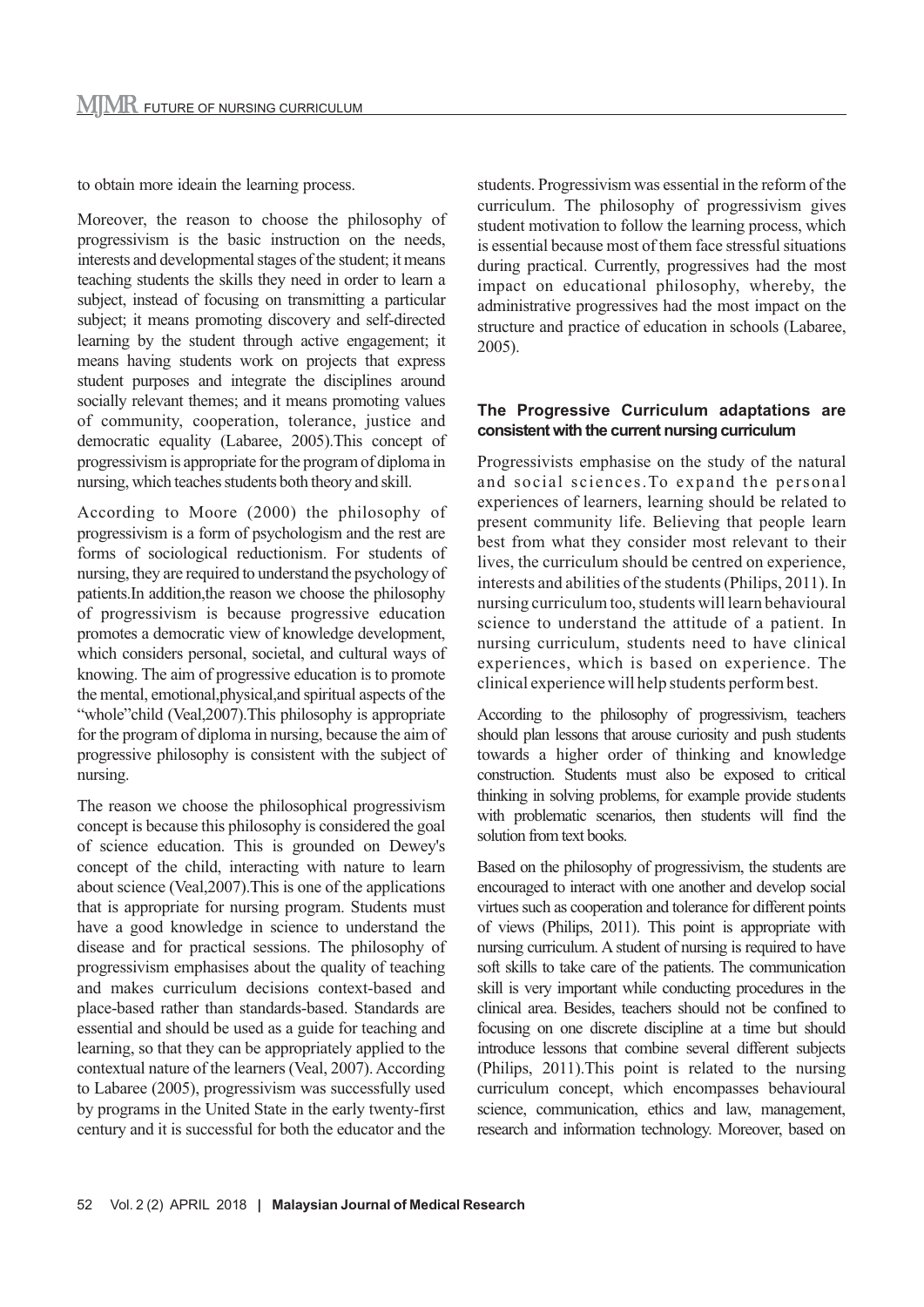to obtain more ideain the learning process.

Moreover, the reason to choose the philosophy of progressivism is the basic instruction on the needs, interests and developmental stages of the student; it means teaching students the skills they need in order to learn a subject, instead of focusing on transmitting a particular subject; it means promoting discovery and self-directed learning by the student through active engagement; it means having students work on projects that express student purposes and integrate the disciplines around socially relevant themes; and it means promoting values of community, cooperation, tolerance, justice and democratic equality (Labaree, 2005).This concept of progressivism is appropriate for the program of diploma in nursing, which teaches students both theory and skill.

According to Moore (2000) the philosophy of progressivism is a form of psychologism and the rest are forms of sociological reductionism. For students of nursing, they are required to understand the psychology of patients.In addition,the reason we choose the philosophy of progressivism is because progressive education promotes a democratic view of knowledge development, which considers personal, societal, and cultural ways of knowing. The aim of progressive education is to promote the mental, emotional,physical,and spiritual aspects of the "whole"child (Veal,2007).This philosophy is appropriate for the program of diploma in nursing, because the aim of progressive philosophy is consistent with the subject of nursing.

The reason we choose the philosophical progressivism concept is because this philosophy is considered the goal of science education. This is grounded on Dewey's concept of the child, interacting with nature to learn about science (Veal,2007).This is one of the applications that is appropriate for nursing program. Students must have a good knowledge in science to understand the disease and for practical sessions. The philosophy of progressivism emphasises about the quality of teaching and makes curriculum decisions context-based and place-based rather than standards-based. Standards are essential and should be used as a guide for teaching and learning, so that they can be appropriately applied to the contextual nature of the learners (Veal, 2007). According to Labaree (2005), progressivism was successfully used by programs in the United State in the early twenty-first century and it is successful for both the educator and the students. Progressivism was essential in the reform of the curriculum. The philosophy of progressivism gives student motivation to follow the learning process, which is essential because most of them face stressful situations during practical. Currently, progressives had the most impact on educational philosophy, whereby, the administrative progressives had the most impact on the structure and practice of education in schools (Labaree, 2005).

### The Progressive Curriculum adaptations are consistent with the current nursing curriculum

Progressivists emphasise on the study of the natural and social sciences.To expand the personal experiences of learners, learning should be related to present community life. Believing that people learn best from what they consider most relevant to their lives, the curriculum should be centred on experience, interests and abilities of the students (Philips, 2011). In nursing curriculum too, students will learn behavioural science to understand the attitude of a patient. In nursing curriculum, students need to have clinical experiences, which is based on experience. The clinical experience will help students perform best.

According to the philosophy of progressivism, teachers should plan lessons that arouse curiosity and push students towards a higher order of thinking and knowledge construction. Students must also be exposed to critical thinking in solving problems, for example provide students with problematic scenarios, then students will find the solution from text books.

Based on the philosophy of progressivism, the students are encouraged to interact with one another and develop social virtues such as cooperation and tolerance for different points of views (Philips, 2011). This point is appropriate with nursing curriculum. A student of nursing is required to have soft skills to take care of the patients. The communication skill is very important while conducting procedures in the clinical area. Besides, teachers should not be confined to focusing on one discrete discipline at a time but should introduce lessons that combine several different subjects (Philips, 2011).This point is related to the nursing curriculum concept, which encompasses behavioural science, communication, ethics and law, management, research and information technology. Moreover, based on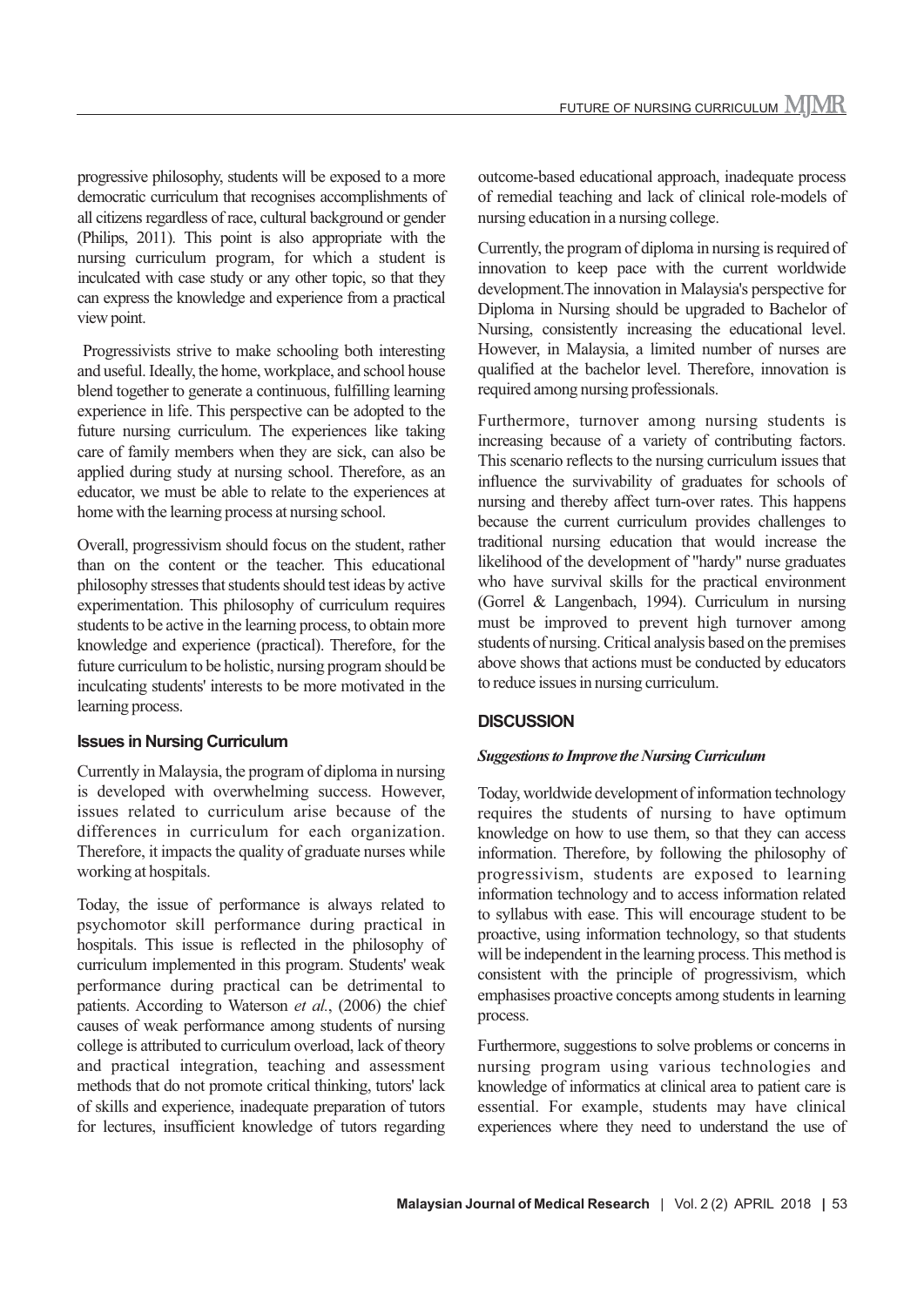progressive philosophy, students will be exposed to a more democratic curriculum that recognises accomplishments of all citizens regardless of race, cultural background or gender (Philips, 2011). This point is also appropriate with the nursing curriculum program, for which a student is inculcated with case study or any other topic, so that they can express the knowledge and experience from a practical view point.

Progressivists strive to make schooling both interesting and useful. Ideally, the home, workplace, and school house blend together to generate a continuous, fulfilling learning experience in life. This perspective can be adopted to the future nursing curriculum. The experiences like taking care of family members when they are sick, can also be applied during study at nursing school. Therefore, as an educator, we must be able to relate to the experiences at home with the learning process at nursing school.

Overall, progressivism should focus on the student, rather than on the content or the teacher. This educational philosophy stresses that students should test ideas by active experimentation. This philosophy of curriculum requires students to be active in the learning process, to obtain more knowledge and experience (practical). Therefore, for the future curriculum to be holistic, nursing program should be inculcating students' interests to be more motivated in the learning process.

### Issues in Nursing Curriculum

Currently in Malaysia, the program of diploma in nursing is developed with overwhelming success. However, issues related to curriculum arise because of the differences in curriculum for each organization. Therefore, it impacts the quality of graduate nurses while working at hospitals.

Today, the issue of performance is always related to psychomotor skill performance during practical in hospitals. This issue is reflected in the philosophy of curriculum implemented in this program. Students' weak performance during practical can be detrimental to patients. According to Waterson *et al.*, (2006) the chief causes of weak performance among students of nursing college is attributed to curriculum overload, lack of theory and practical integration, teaching and assessment methods that do not promote critical thinking, tutors' lack of skills and experience, inadequate preparation of tutors for lectures, insufficient knowledge of tutors regarding outcome-based educational approach, inadequate process of remedial teaching and lack of clinical role-models of nursing education in a nursing college.

Currently, the program of diploma in nursing is required of innovation to keep pace with the current worldwide development.The innovation in Malaysia's perspective for Diploma in Nursing should be upgraded to Bachelor of Nursing, consistently increasing the educational level. However, in Malaysia, a limited number of nurses are qualified at the bachelor level. Therefore, innovation is required among nursing professionals.

Furthermore, turnover among nursing students is increasing because of a variety of contributing factors. This scenario reflects to the nursing curriculum issues that influence the survivability of graduates for schools of nursing and thereby affect turn-over rates. This happens because the current curriculum provides challenges to traditional nursing education that would increase the likelihood of the development of "hardy" nurse graduates who have survival skills for the practical environment (Gorrel & Langenbach, 1994). Curriculum in nursing must be improved to prevent high turnover among students of nursing. Critical analysis based on the premises above shows that actions must be conducted by educators to reduce issues in nursing curriculum.

## DISCUSSION

#### *Suggestions to Improve the Nursing Curriculum*

Today, worldwide development of information technology requires the students of nursing to have optimum knowledge on how to use them, so that they can access information. Therefore, by following the philosophy of progressivism, students are exposed to learning information technology and to access information related to syllabus with ease. This will encourage student to be proactive, using information technology, so that students will be independent in the learning process. This method is consistent with the principle of progressivism, which emphasises proactive concepts among students in learning process.

Furthermore, suggestions to solve problems or concerns in nursing program using various technologies and knowledge of informatics at clinical area to patient care is essential. For example, students may have clinical experiences where they need to understand the use of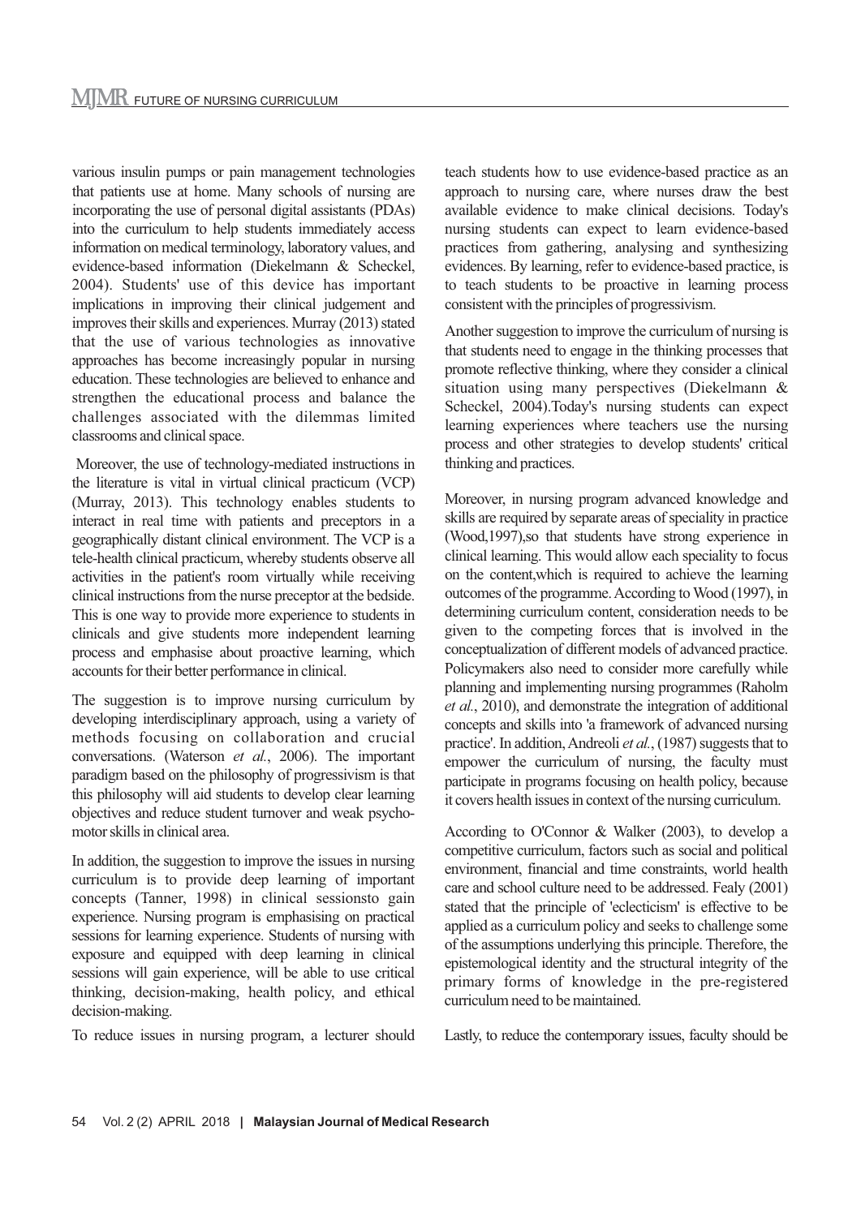various insulin pumps or pain management technologies that patients use at home. Many schools of nursing are incorporating the use of personal digital assistants (PDAs) into the curriculum to help students immediately access information on medical terminology, laboratory values, and evidence-based information (Diekelmann & Scheckel, 2004). Students' use of this device has important implications in improving their clinical judgement and improves their skills and experiences. Murray (2013) stated that the use of various technologies as innovative approaches has become increasingly popular in nursing education. These technologies are believed to enhance and strengthen the educational process and balance the challenges associated with the dilemmas limited classrooms and clinical space.

Moreover, the use of technology-mediated instructions in the literature is vital in virtual clinical practicum (VCP) (Murray, 2013). This technology enables students to interact in real time with patients and preceptors in a geographically distant clinical environment. The VCP is a tele-health clinical practicum, whereby students observe all activities in the patient's room virtually while receiving clinical instructions from the nurse preceptor at the bedside. This is one way to provide more experience to students in clinicals and give students more independent learning process and emphasise about proactive learning, which accounts for their better performance in clinical.

The suggestion is to improve nursing curriculum by developing interdisciplinary approach, using a variety of methods focusing on collaboration and crucial conversations. (Waterson *et al.*, 2006). The important paradigm based on the philosophy of progressivism is that this philosophy will aid students to develop clear learning objectives and reduce student turnover and weak psycho-motor skills in clinical area.

In addition, the suggestion to improve the issues in nursing curriculum is to provide deep learning of important concepts (Tanner, 1998) in clinical sessionsto gain experience. Nursing program is emphasising on practical sessions for learning experience. Students of nursing with exposure and equipped with deep learning in clinical sessions will gain experience, will be able to use critical thinking, decision-making, health policy, and ethical decision-making.

To reduce issues in nursing program, a lecturer should teach students how to use evidence-based practice as an approach to nursing care, where nurses draw the best available evidence to make clinical decisions. Today's nursing students can expect to learn evidence-based practices from gathering, analysing and synthesizing evidences. By learning, refer to evidence-based practice, is to teach students to be proactive in learning process consistent with the principles of progressivism.

Another suggestion to improve the curriculum of nursing is that students need to engage in the thinking processes that promote reflective thinking, where they consider a clinical situation using many perspectives (Diekelmann & Scheckel, 2004).Today's nursing students can expect learning experiences where teachers use the nursing process and other strategies to develop students' critical thinking and practices.

Moreover, in nursing program advanced knowledge and skills are required by separate areas of speciality in practice (Wood,1997),so that students have strong experience in clinical learning. This would allow each speciality to focus on the content,which is required to achieve the learning outcomes of the programme. According to Wood (1997), in determining curriculum content, consideration needs to be given to the competing forces that is involved in the conceptualization of different models of advanced practice. Policymakers also need to consider more carefully while planning and implementing nursing programmes (Raholm *et al.*, 2010), and demonstrate the integration of additional concepts and skills into 'a framework of advanced nursing practice'. In addition, Andreoli *et al.*, (1987) suggests that to empower the curriculum of nursing, the faculty must participate in programs focusing on health policy, because it covers health issues in context of the nursing curriculum.

According to O'Connor & Walker (2003), to develop a competitive curriculum, factors such as social and political environment, financial and time constraints, world health care and school culture need to be addressed. Fealy (2001) stated that the principle of 'eclecticism' is effective to be applied as a curriculum policy and seeks to challenge some of the assumptions underlying this principle. Therefore, the epistemological identity and the structural integrity of the primary forms of knowledge in the pre-registered curriculum need to be maintained.

Lastly, to reduce the contemporary issues, faculty should be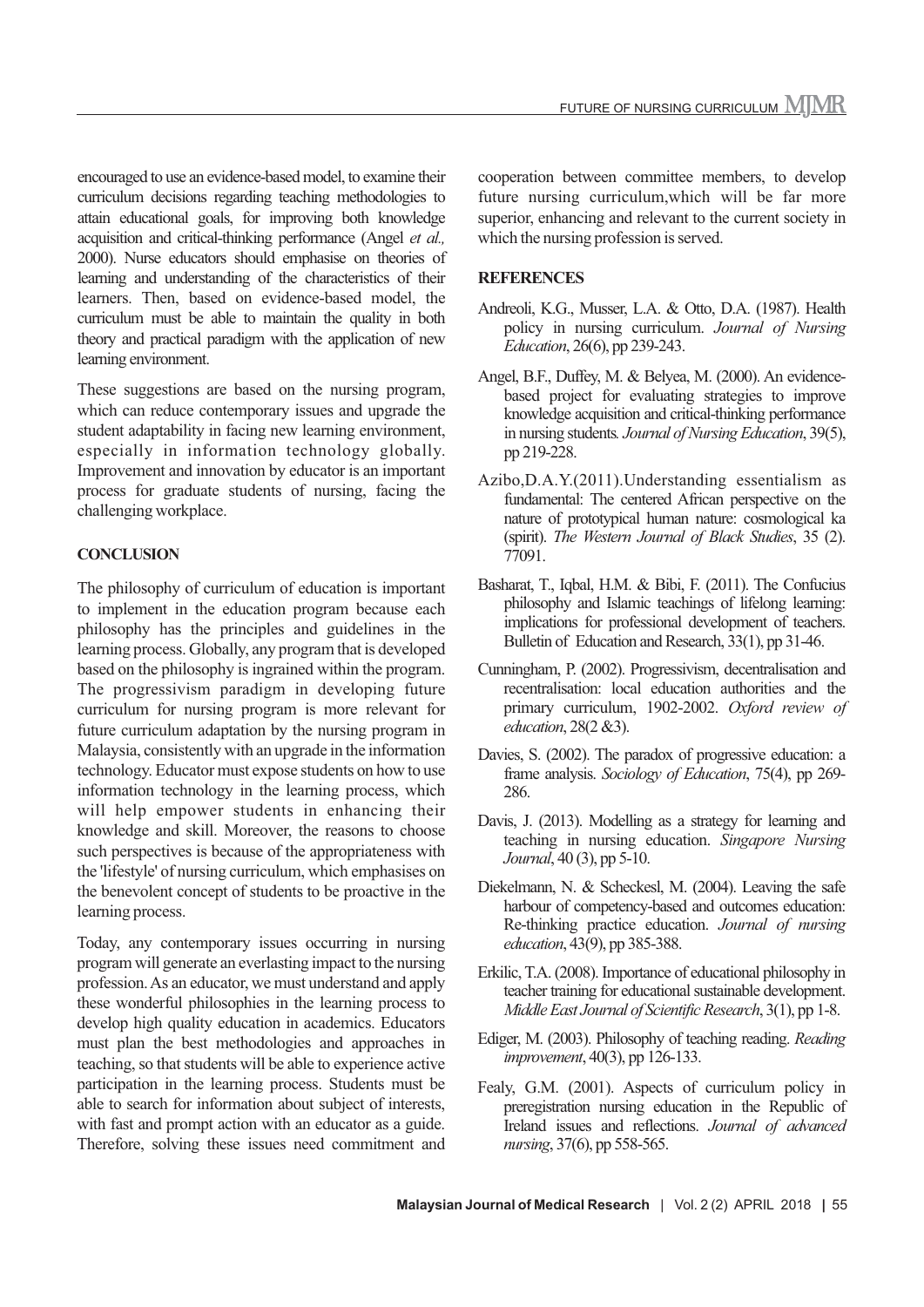encouraged to use an evidence-based model, to examine their curriculum decisions regarding teaching methodologies to attain educational goals, for improving both knowledge acquisition and critical-thinking performance (Angel *et al.,* 2000). Nurse educators should emphasise on theories of learning and understanding of the characteristics of their learners. Then, based on evidence-based model, the curriculum must be able to maintain the quality in both theory and practical paradigm with the application of new learning environment.

These suggestions are based on the nursing program, which can reduce contemporary issues and upgrade the student adaptability in facing new learning environment, especially in information technology globally. Improvement and innovation by educator is an important process for graduate students of nursing, facing the challenging workplace.

## CONCLUSION

The philosophy of curriculum of education is important to implement in the education program because each philosophy has the principles and guidelines in the learning process. Globally, any program that is developed based on the philosophy is ingrained within the program. The progressivism paradigm in developing future curriculum for nursing program is more relevant for future curriculum adaptation by the nursing program in Malaysia, consistently with an upgrade in the information technology. Educator must expose students on how to use information technology in the learning process, which will help empower students in enhancing their knowledge and skill. Moreover, the reasons to choose such perspectives is because of the appropriateness with the 'lifestyle' of nursing curriculum, which emphasises on the benevolent concept of students to be proactive in the learning process.

Today, any contemporary issues occurring in nursing program will generate an everlasting impact to the nursing profession. As an educator, we must understand and apply these wonderful philosophies in the learning process to develop high quality education in academics. Educators must plan the best methodologies and approaches in teaching, so that students will be able to experience active participation in the learning process. Students must be able to search for information about subject of interests, with fast and prompt action with an educator as a guide. Therefore, solving these issues need commitment and cooperation between committee members, to develop future nursing curriculum,which will be far more superior, enhancing and relevant to the current society in which the nursing profession is served.

## REFERENCES

Andreoli, K.G., Musser, L.A. & Otto, D.A. (1987). Health policy in nursing curriculum. *Journal of Nursing Education*, 26(6), pp 239-243.

Angel, B.F., Duffey, M. & Belyea, M. (2000). An evidence-based project for evaluating strategies to improve knowledge acquisition and critical-thinking performance in nursing students. *Journal of Nursing Education*, 39(5), pp 219-228.

Azibo,D.A.Y.(2011).Understanding essentialism as fundamental: The centered African perspective on the nature of prototypical human nature: cosmological ka (spirit). *The Western Journal of Black Studies*, 35 (2). 77091.

Basharat, T., Iqbal, H.M. & Bibi, F. (2011). The Confucius philosophy and Islamic teachings of lifelong learning: implications for professional development of teachers. Bulletin of Education and Research, 33(1), pp 31-46.

Cunningham, P. (2002). Progressivism, decentralisation and recentralisation: local education authorities and the primary curriculum, 1902-2002. *Oxford review of education*, 28(2 &3).

Davies, S. (2002). The paradox of progressive education: a frame analysis. *Sociology of Education*, 75(4), pp 269-286.

Davis, J. (2013). Modelling as a strategy for learning and teaching in nursing education. *Singapore Nursing Journal*, 40 (3), pp 5-10.

Diekelmann, N. & Scheckesl, M. (2004). Leaving the safe harbour of competency-based and outcomes education: Re-thinking practice education. *Journal of nursing education*, 43(9), pp 385-388.

Erkilic, T.A. (2008). Importance of educational philosophy in teacher training for educational sustainable development. *Middle East Journal of Scientific Research*, 3(1), pp 1-8.

Ediger, M. (2003). Philosophy of teaching reading. *Reading improvement*, 40(3), pp 126-133.

Fealy, G.M. (2001). Aspects of curriculum policy in preregistration nursing education in the Republic of Ireland issues and reflections. *Journal of advanced nursing*, 37(6), pp 558-565.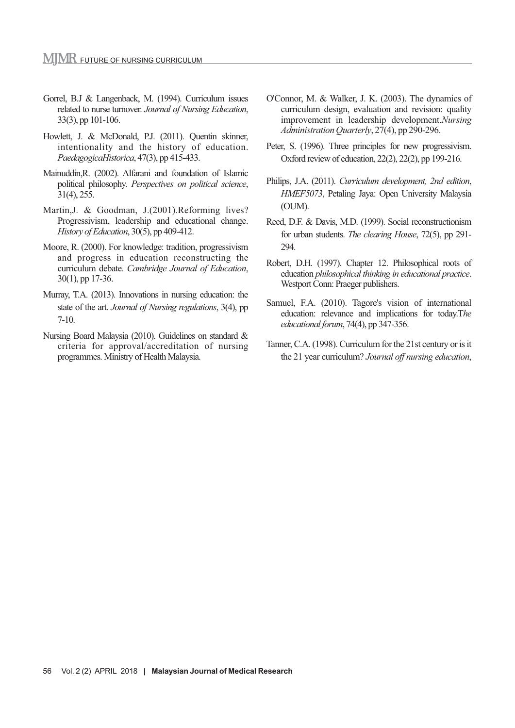Gorrel, B.J & Langenback, M. (1994). Curriculum issues related to nurse turnover. *Journal of Nursing Education*, 33(3), pp 101-106.

Howlett, J. & McDonald, P.J. (2011). Quentin skinner, intentionality and the history of education. *PaedagogicaHistorica*, 47(3), pp 415-433.

Mainuddin,R. (2002). Alfarani and foundation of Islamic political philosophy. *Perspectives on political science*, 31(4), 255.

Martin,J. & Goodman, J.(2001).Reforming lives? Progressivism, leadership and educational change. *History of Education*, 30(5), pp 409-412.

Moore, R. (2000). For knowledge: tradition, progressivism and progress in education reconstructing the curriculum debate. *Cambridge Journal of Education*, 30(1), pp 17-36.

Murray, T.A. (2013). Innovations in nursing education: the state of the art. *Journal of Nursing regulations*, 3(4), pp 7-10.

Nursing Board Malaysia (2010). Guidelines on standard & criteria for approval/accreditation of nursing programmes. Ministry of Health Malaysia.

O'Connor, M. & Walker, J. K. (2003). The dynamics of curriculum design, evaluation and revision: quality improvement in leadership development.*Nursing Administration Quarterly*, 27(4), pp 290-296.

Peter, S. (1996). Three principles for new progressivism. Oxford review of education, 22(2), 22(2), pp 199-216.

Philips, J.A. (2011). *Curriculum development, 2nd edition*, *HMEF5073*, Petaling Jaya: Open University Malaysia (OUM).

Reed, D.F. & Davis, M.D. (1999). Social reconstructionism for urban students. *The clearing House*, 72(5), pp 291-294.

Robert, D.H. (1997). Chapter 12. Philosophical roots of education *philosophical thinking in educational practice*. Westport Conn: Praeger publishers.

Samuel, F.A. (2010). Tagore's vision of international education: relevance and implications for today.T*he educational forum*, 74(4), pp 347-356.

Tanner, C.A. (1998). Curriculum for the 21st century or is it the 21 year curriculum? *Journal off nursing education*,